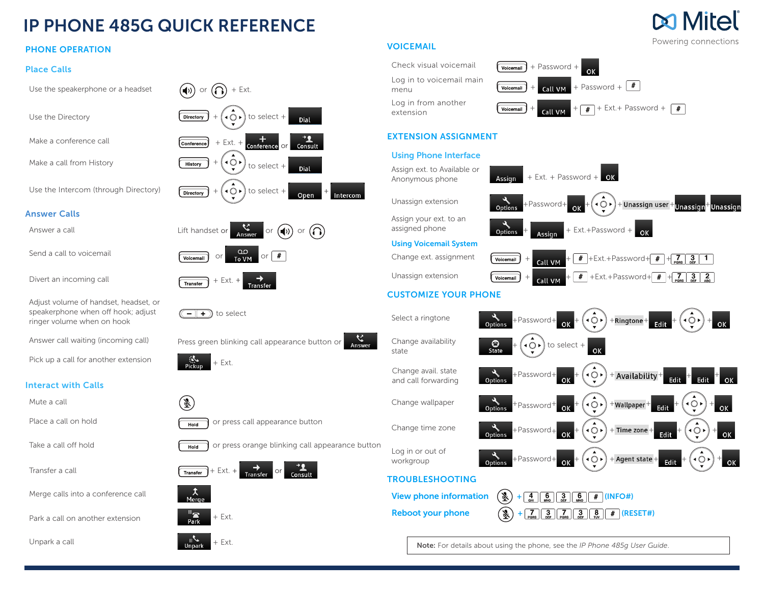# IP PHONE 485G QUICK REFERENCE

Mitel
Powering connections

## PHONE OPERATION

### Place Calls

| | |
|---|---|
| Use the speakerphone or a headset | Speakerphone or Headset + Ext. |
| Use the Directory | Directory + Navigation to select + Dial |
| Make a conference call | Conference + Ext. + Conference or Consult |
| Make a call from History | History + Navigation to select + Dial |
| Use the Intercom (through Directory) | Directory + Navigation to select + Open + Intercom |

### Answer Calls

| | |
|---|---|
| Answer a call | Lift handset or Answer or Speakerphone or Headset |
| Send a call to voicemail | Voicemail or To VM or # |
| Divert an incoming call | Transfer + Ext. + Transfer |
| Adjust volume of handset, headset, or speakerphone when off hook; adjust ringer volume when on hook | − + to select |
| Answer call waiting (incoming call) | Press green blinking call appearance button or Answer |
| Pick up a call for another extension | Pickup + Ext. |

### Interact with Calls

| | |
|---|---|
| Mute a call | Mute |
| Place a call on hold | Hold or press call appearance button |
| Take a call off hold | Hold or press orange blinking call appearance button |
| Transfer a call | Transfer + Ext. + Transfer or Consult |
| Merge calls into a conference call | Merge |
| Park a call on another extension | Park + Ext. |
| Unpark a call | Unpark + Ext. |

## VOICEMAIL

| | |
|---|---|
| Check visual voicemail | Voicemail + Password + OK |
| Log in to voicemail main menu | Voicemail + Call VM + Password + # |
| Log in from another extension | Voicemail + Call VM + # + Ext.+ Password + # |

## EXTENSION ASSIGNMENT

### Using Phone Interface

| | |
|---|---|
| Assign ext. to Available or Anonymous phone | Assign + Ext. + Password + OK |
| Unassign extension | Options +Password+ OK + Navigation + Unassign user + Unassign + Unassign |
| Assign your ext. to an assigned phone | Options + Assign + Ext.+Password + OK |

### Using Voicemail System

| | |
|---|---|
| Change ext. assignment | Voicemail + Call VM + # +Ext.+Password+ # + 7 3 1 |
| Unassign extension | Voicemail + Call VM + # +Ext.+Password+ # + 7 3 2 |

## CUSTOMIZE YOUR PHONE

| | |
|---|---|
| Select a ringtone | Options +Password+ OK + Navigation + Ringtone + Edit + Navigation + OK |
| Change availability state | State + Navigation to select + OK |
| Change avail. state and call forwarding | Options +Password+ OK + Navigation + Availability + Edit + Edit + OK |
| Change wallpaper | Options +Password+ OK + Navigation + Wallpaper + Edit + Navigation + OK |
| Change time zone | Options +Password+ OK + Navigation + Time zone + Edit + Navigation + OK |
| Log in or out of workgroup | Options +Password+ OK + Navigation + Agent state + Edit + Navigation + OK |

## TROUBLESHOOTING

| | |
|---|---|
| View phone information | Mute + 4 6 3 6 # (INFO#) |
| Reboot your phone | Mute + 7 3 7 3 8 # (RESET#) |

**Note:** For details about using the phone, see the *IP Phone 485g User Guide*.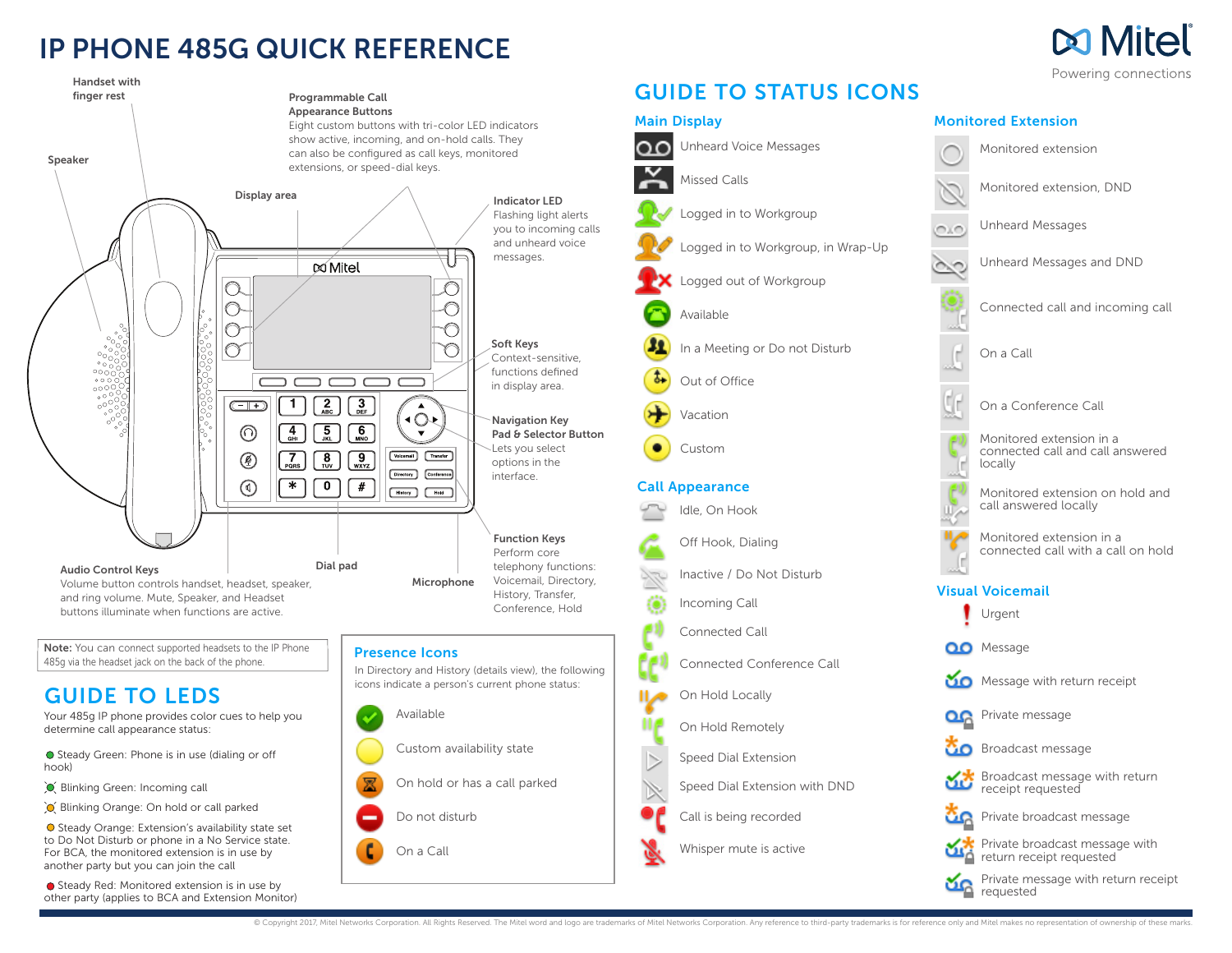# IP PHONE 485G QUICK REFERENCE

Mitel
Powering connections

**Handset with finger rest**

**Speaker**

**Programmable Call Appearance Buttons**
Eight custom buttons with tri-color LED indicators show active, incoming, and on-hold calls. They can also be configured as call keys, monitored extensions, or speed-dial keys.

**Display area**

**Indicator LED**
Flashing light alerts you to incoming calls and unheard voice messages.

**Soft Keys**
Context-sensitive, functions defined in display area.

**Navigation Key Pad & Selector Button**
Lets you select options in the interface.

**Function Keys**
Perform core telephony functions: Voicemail, Directory, History, Transfer, Conference, Hold

**Audio Control Keys**
Volume button controls handset, headset, speaker, and ring volume. Mute, Speaker, and Headset buttons illuminate when functions are active.

**Dial pad**

**Microphone**

**Note:** You can connect supported headsets to the IP Phone 485g via the headset jack on the back of the phone.

## GUIDE TO LEDS

Your 485g IP phone provides color cues to help you determine call appearance status:

- Steady Green: Phone is in use (dialing or off hook)
- Blinking Green: Incoming call
- Blinking Orange: On hold or call parked
- Steady Orange: Extension's availability state set to Do Not Disturb or phone in a No Service state. For BCA, the monitored extension is in use by another party but you can join the call
- Steady Red: Monitored extension is in use by other party (applies to BCA and Extension Monitor)

### Presence Icons

In Directory and History (details view), the following icons indicate a person's current phone status:

- Available
- Custom availability state
- On hold or has a call parked
- Do not disturb
- On a Call

## GUIDE TO STATUS ICONS

### Main Display

- Unheard Voice Messages
- Missed Calls
- Logged in to Workgroup
- Logged in to Workgroup, in Wrap-Up
- Logged out of Workgroup
- Available
- In a Meeting or Do not Disturb
- Out of Office
- Vacation
- Custom

### Call Appearance

- Idle, On Hook
- Off Hook, Dialing
- Inactive / Do Not Disturb
- Incoming Call
- Connected Call
- Connected Conference Call
- On Hold Locally
- On Hold Remotely
- Speed Dial Extension
- Speed Dial Extension with DND
- Call is being recorded
- Whisper mute is active

### Monitored Extension

- Monitored extension
- Monitored extension, DND
- Unheard Messages
- Unheard Messages and DND
- Connected call and incoming call
- On a Call
- On a Conference Call
- Monitored extension in a connected call and call answered locally
- Monitored extension on hold and call answered locally
- Monitored extension in a connected call with a call on hold

### Visual Voicemail

- Urgent
- Message
- Message with return receipt
- Private message
- Broadcast message
- Broadcast message with return receipt requested
- Private broadcast message
- Private broadcast message with return receipt requested
- Private message with return receipt requested

© Copyright 2017, Mitel Networks Corporation. All Rights Reserved. The Mitel word and logo are trademarks of Mitel Networks Corporation. Any reference to third-party trademarks is for reference only and Mitel makes no representation of ownership of these marks.